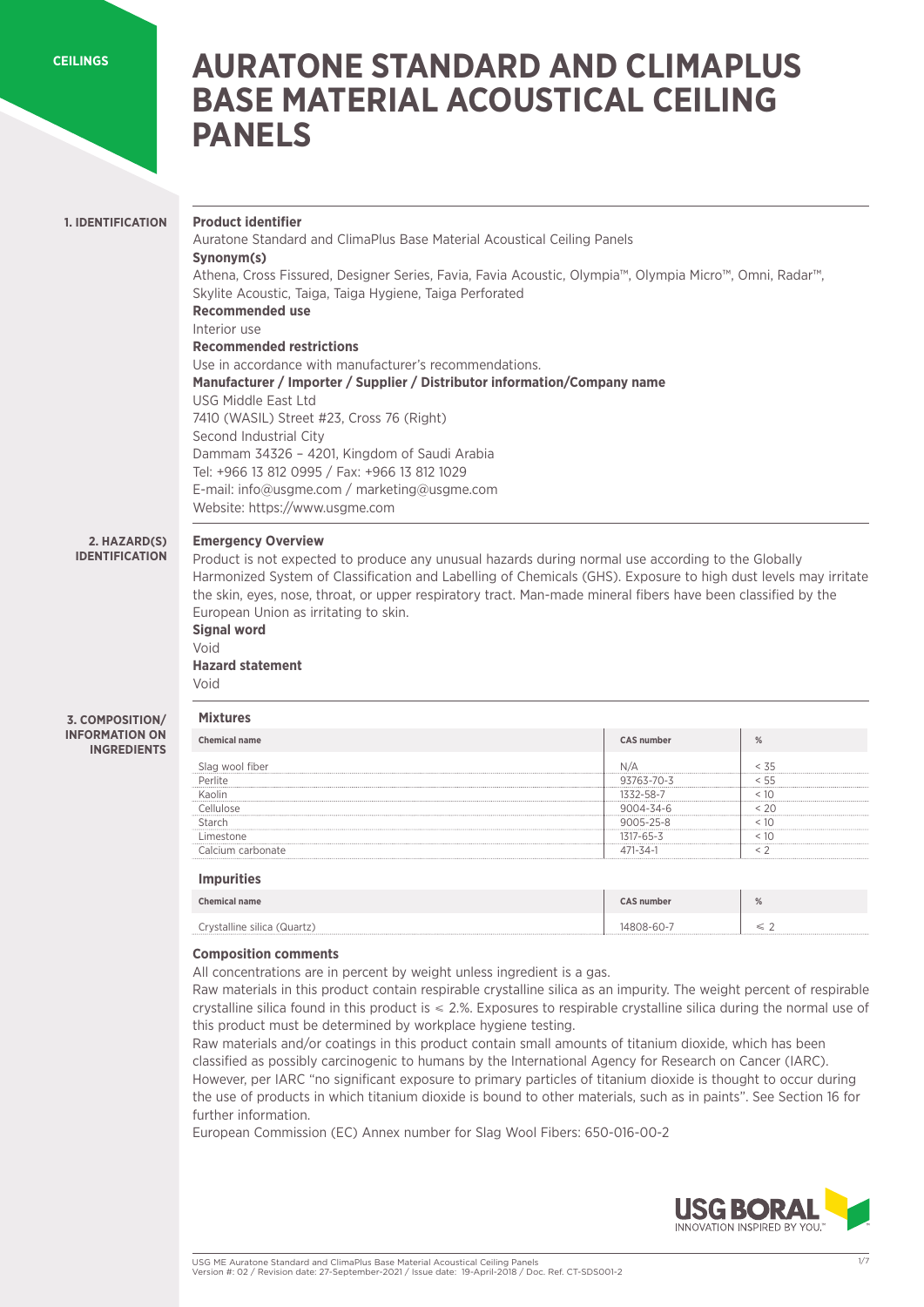CEILINGS

# AURATONE STANDARD AND CLIMAPLUS BASE MATERIAL ACOUSTICAL CEILING PANELS

## 1. IDENTIFICATION

**Product identifier**

Auratone Standard and ClimaPlus Base Material Acoustical Ceiling Panels

**Synonym(s)**

Athena, Cross Fissured, Designer Series, Favia, Favia Acoustic, Olympia™, Olympia Micro™, Omni, Radar™, Skylite Acoustic, Taiga, Taiga Hygiene, Taiga Perforated

**Recommended use**

Interior use

**Recommended restrictions**

Use in accordance with manufacturer's recommendations.

**Manufacturer / Importer / Supplier / Distributor information/Company name**

USG Middle East Ltd
7410 (WASIL) Street #23, Cross 76 (Right)
Second Industrial City
Dammam 34326 – 4201, Kingdom of Saudi Arabia
Tel: +966 13 812 0995 / Fax: +966 13 812 1029
E-mail: info@usgme.com / marketing@usgme.com
Website: https://www.usgme.com

## 2. HAZARD(S) IDENTIFICATION

**Emergency Overview**

Product is not expected to produce any unusual hazards during normal use according to the Globally Harmonized System of Classification and Labelling of Chemicals (GHS). Exposure to high dust levels may irritate the skin, eyes, nose, throat, or upper respiratory tract. Man-made mineral fibers have been classified by the European Union as irritating to skin.

**Signal word**

Void

**Hazard statement**

Void

## 3. COMPOSITION/ INFORMATION ON INGREDIENTS

**Mixtures**

| Chemical name | CAS number | % |
|---|---|---|
| Slag wool fiber | N/A | < 35 |
| Perlite | 93763-70-3 | < 55 |
| Kaolin | 1332-58-7 | < 10 |
| Cellulose | 9004-34-6 | < 20 |
| Starch | 9005-25-8 | < 10 |
| Limestone | 1317-65-3 | < 10 |
| Calcium carbonate | 471-34-1 | < 2 |

**Impurities**

| Chemical name | CAS number | % |
|---|---|---|
| Crystalline silica (Quartz) | 14808-60-7 | ≤ 2 |

**Composition comments**

All concentrations are in percent by weight unless ingredient is a gas.

Raw materials in this product contain respirable crystalline silica as an impurity. The weight percent of respirable crystalline silica found in this product is ≤ 2.%. Exposures to respirable crystalline silica during the normal use of this product must be determined by workplace hygiene testing.

Raw materials and/or coatings in this product contain small amounts of titanium dioxide, which has been classified as possibly carcinogenic to humans by the International Agency for Research on Cancer (IARC). However, per IARC "no significant exposure to primary particles of titanium dioxide is thought to occur during the use of products in which titanium dioxide is bound to other materials, such as in paints". See Section 16 for further information.

European Commission (EC) Annex number for Slag Wool Fibers: 650-016-00-2

USG BORAL
INNOVATION INSPIRED BY YOU.

USG ME Auratone Standard and ClimaPlus Base Material Acoustical Ceiling Panels
Version #: 02 / Revision date: 27-September-2021 / Issue date: 19-April-2018 / Doc. Ref. CT-SDS001-2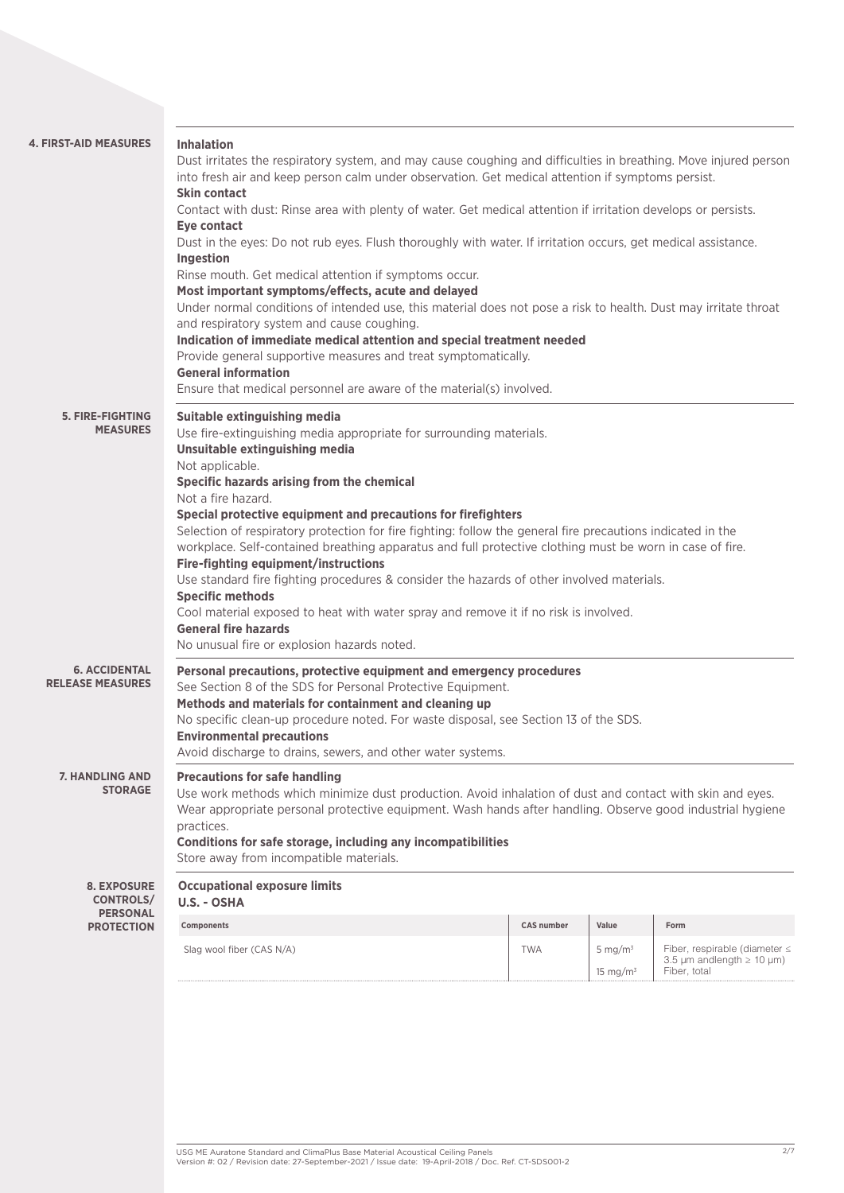## 4. FIRST-AID MEASURES

**Inhalation**

Dust irritates the respiratory system, and may cause coughing and difficulties in breathing. Move injured person into fresh air and keep person calm under observation. Get medical attention if symptoms persist.

**Skin contact**

Contact with dust: Rinse area with plenty of water. Get medical attention if irritation develops or persists.

**Eye contact**

Dust in the eyes: Do not rub eyes. Flush thoroughly with water. If irritation occurs, get medical assistance.

**Ingestion**

Rinse mouth. Get medical attention if symptoms occur.

**Most important symptoms/effects, acute and delayed**

Under normal conditions of intended use, this material does not pose a risk to health. Dust may irritate throat and respiratory system and cause coughing.

**Indication of immediate medical attention and special treatment needed**

Provide general supportive measures and treat symptomatically.

**General information**

Ensure that medical personnel are aware of the material(s) involved.

## 5. FIRE-FIGHTING MEASURES

**Suitable extinguishing media**

Use fire-extinguishing media appropriate for surrounding materials.

**Unsuitable extinguishing media**

Not applicable.

**Specific hazards arising from the chemical**

Not a fire hazard.

**Special protective equipment and precautions for firefighters**

Selection of respiratory protection for fire fighting: follow the general fire precautions indicated in the workplace. Self-contained breathing apparatus and full protective clothing must be worn in case of fire.

**Fire-fighting equipment/instructions**

Use standard fire fighting procedures & consider the hazards of other involved materials.

**Specific methods**

Cool material exposed to heat with water spray and remove it if no risk is involved.

**General fire hazards**

No unusual fire or explosion hazards noted.

## 6. ACCIDENTAL RELEASE MEASURES

**Personal precautions, protective equipment and emergency procedures**

See Section 8 of the SDS for Personal Protective Equipment.

**Methods and materials for containment and cleaning up**

No specific clean-up procedure noted. For waste disposal, see Section 13 of the SDS.

**Environmental precautions**

Avoid discharge to drains, sewers, and other water systems.

## 7. HANDLING AND STORAGE

**Precautions for safe handling**

Use work methods which minimize dust production. Avoid inhalation of dust and contact with skin and eyes. Wear appropriate personal protective equipment. Wash hands after handling. Observe good industrial hygiene practices.

**Conditions for safe storage, including any incompatibilities**

Store away from incompatible materials.

## 8. EXPOSURE CONTROLS/ PERSONAL PROTECTION

**Occupational exposure limits**

**U.S. - OSHA**

| Components | CAS number | Value | Form |
|---|---|---|---|
| Slag wool fiber (CAS N/A) | TWA | 5 mg/m³ | Fiber, respirable (diameter ≤ 3.5 µm andlength ≥ 10 µm) |
| | | 15 mg/m³ | Fiber, total |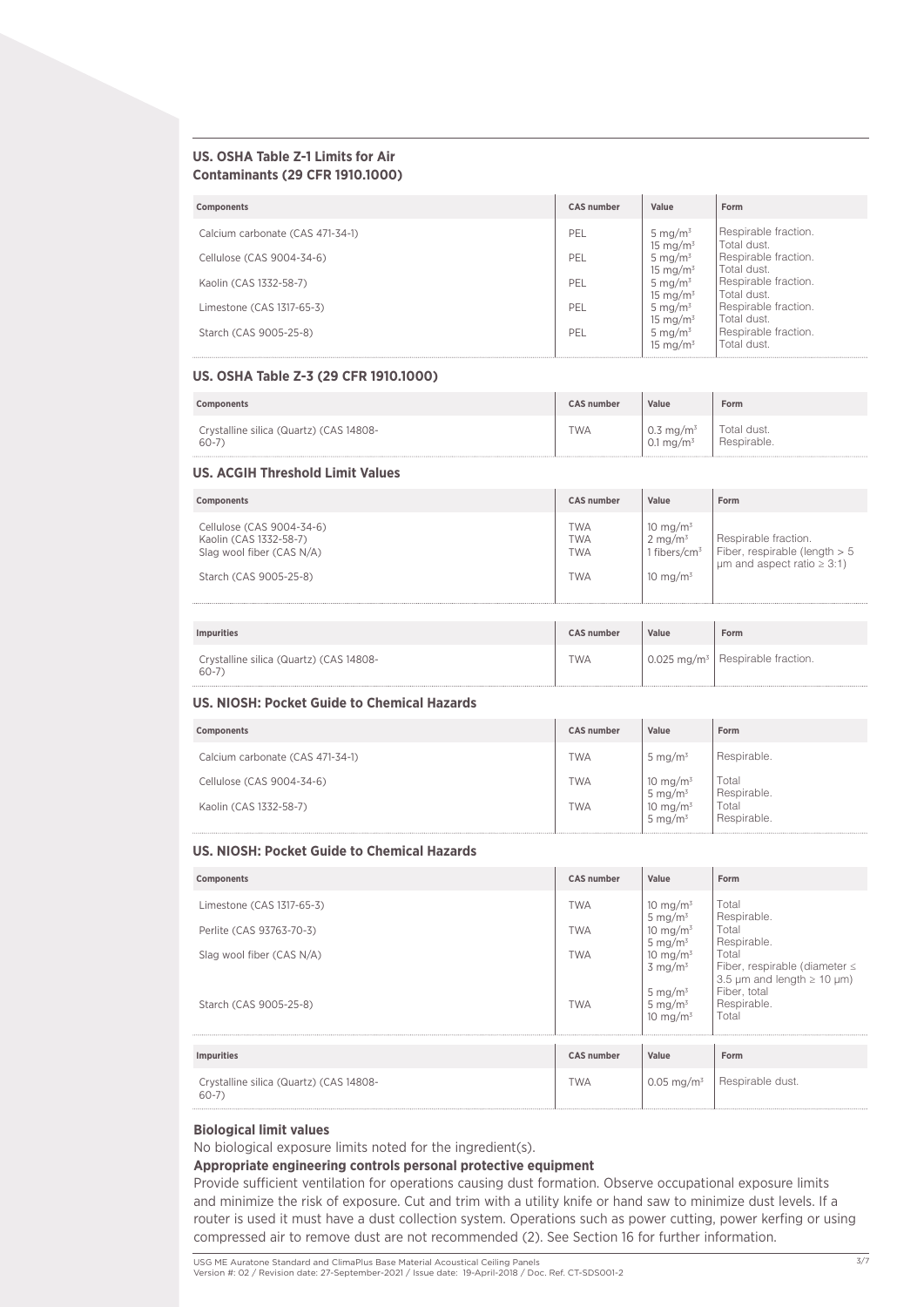### US. OSHA Table Z-1 Limits for Air Contaminants (29 CFR 1910.1000)

| Components | CAS number | Value | Form |
|---|---|---|---|
| Calcium carbonate (CAS 471-34-1) | PEL | 5 mg/m³ | Respirable fraction. |
| | | 15 mg/m³ | Total dust. |
| Cellulose (CAS 9004-34-6) | PEL | 5 mg/m³ | Respirable fraction. |
| | | 15 mg/m³ | Total dust. |
| Kaolin (CAS 1332-58-7) | PEL | 5 mg/m³ | Respirable fraction. |
| | | 15 mg/m³ | Total dust. |
| Limestone (CAS 1317-65-3) | PEL | 5 mg/m³ | Respirable fraction. |
| | | 15 mg/m³ | Total dust. |
| Starch (CAS 9005-25-8) | PEL | 5 mg/m³ | Respirable fraction. |
| | | 15 mg/m³ | Total dust. |

### US. OSHA Table Z-3 (29 CFR 1910.1000)

| Components | CAS number | Value | Form |
|---|---|---|---|
| Crystalline silica (Quartz) (CAS 14808-60-7) | TWA | 0.3 mg/m³ | Total dust. |
| | | 0.1 mg/m³ | Respirable. |

### US. ACGIH Threshold Limit Values

| Components | CAS number | Value | Form |
|---|---|---|---|
| Cellulose (CAS 9004-34-6) | TWA | 10 mg/m³ | |
| Kaolin (CAS 1332-58-7) | TWA | 2 mg/m³ | Respirable fraction. |
| Slag wool fiber (CAS N/A) | TWA | 1 fibers/cm³ | Fiber, respirable (length > 5 μm and aspect ratio ≥ 3:1) |
| Starch (CAS 9005-25-8) | TWA | 10 mg/m³ | |

| Impurities | CAS number | Value | Form |
|---|---|---|---|
| Crystalline silica (Quartz) (CAS 14808-60-7) | TWA | 0.025 mg/m³ | Respirable fraction. |

### US. NIOSH: Pocket Guide to Chemical Hazards

| Components | CAS number | Value | Form |
|---|---|---|---|
| Calcium carbonate (CAS 471-34-1) | TWA | 5 mg/m³ | Respirable. |
| Cellulose (CAS 9004-34-6) | TWA | 10 mg/m³ | Total |
| | | 5 mg/m³ | Respirable. |
| Kaolin (CAS 1332-58-7) | TWA | 10 mg/m³ | Total |
| | | 5 mg/m³ | Respirable. |

### US. NIOSH: Pocket Guide to Chemical Hazards

| Components | CAS number | Value | Form |
|---|---|---|---|
| Limestone (CAS 1317-65-3) | TWA | 10 mg/m³ | Total |
| | | 5 mg/m³ | Respirable. |
| Perlite (CAS 93763-70-3) | TWA | 10 mg/m³ | Total |
| | | 5 mg/m³ | Respirable. |
| Slag wool fiber (CAS N/A) | TWA | 10 mg/m³ | Total |
| | | 3 mg/m³ | Fiber, respirable (diameter ≤ 3.5 μm and length ≥ 10 μm) |
| | | 5 mg/m³ | Fiber, total |
| Starch (CAS 9005-25-8) | TWA | 5 mg/m³ | Respirable. |
| | | 10 mg/m³ | Total |

| Impurities | CAS number | Value | Form |
|---|---|---|---|
| Crystalline silica (Quartz) (CAS 14808-60-7) | TWA | 0.05 mg/m³ | Respirable dust. |

**Biological limit values**

No biological exposure limits noted for the ingredient(s).

**Appropriate engineering controls personal protective equipment**

Provide sufficient ventilation for operations causing dust formation. Observe occupational exposure limits and minimize the risk of exposure. Cut and trim with a utility knife or hand saw to minimize dust levels. If a router is used it must have a dust collection system. Operations such as power cutting, power kerfing or using compressed air to remove dust are not recommended (2). See Section 16 for further information.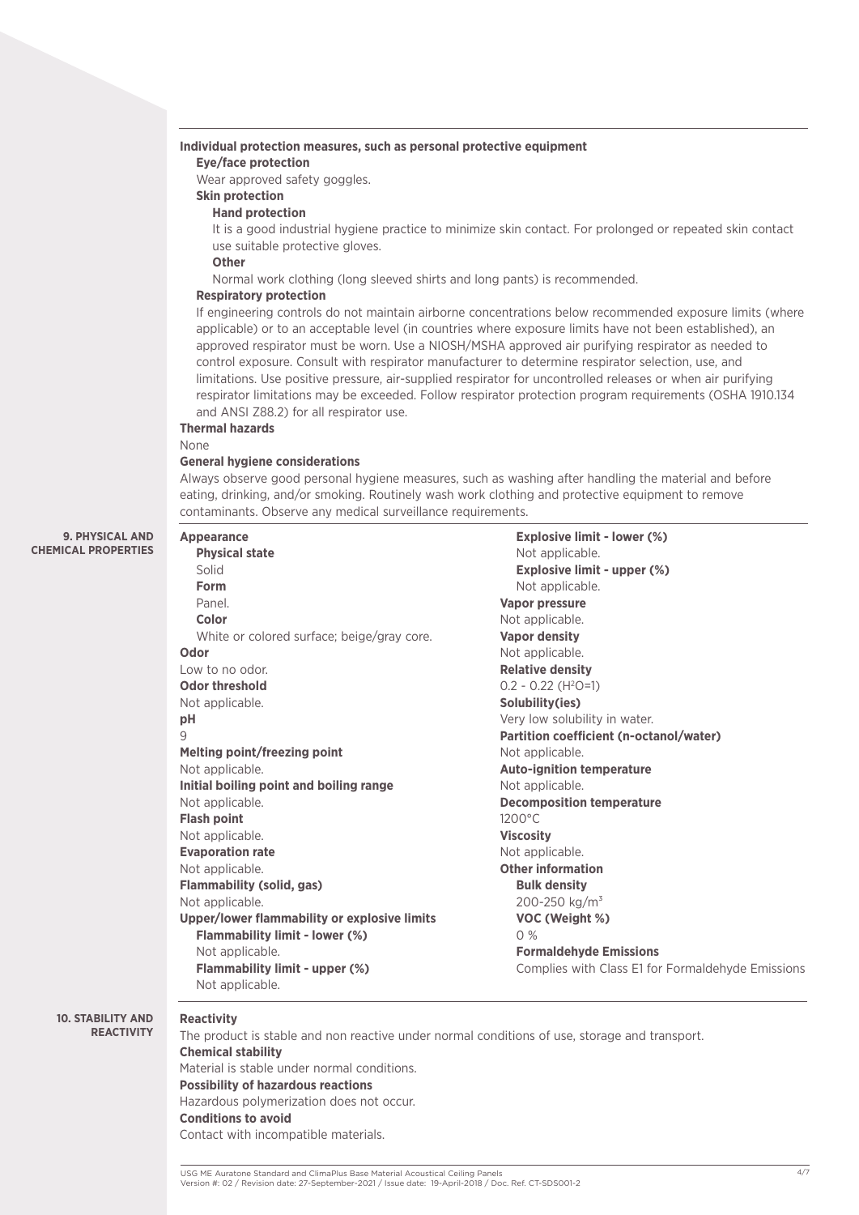**Individual protection measures, such as personal protective equipment**

**Eye/face protection**

Wear approved safety goggles.

**Skin protection**

**Hand protection**

It is a good industrial hygiene practice to minimize skin contact. For prolonged or repeated skin contact use suitable protective gloves.

**Other**

Normal work clothing (long sleeved shirts and long pants) is recommended.

**Respiratory protection**

If engineering controls do not maintain airborne concentrations below recommended exposure limits (where applicable) or to an acceptable level (in countries where exposure limits have not been established), an approved respirator must be worn. Use a NIOSH/MSHA approved air purifying respirator as needed to control exposure. Consult with respirator manufacturer to determine respirator selection, use, and limitations. Use positive pressure, air-supplied respirator for uncontrolled releases or when air purifying respirator limitations may be exceeded. Follow respirator protection program requirements (OSHA 1910.134 and ANSI Z88.2) for all respirator use.

**Thermal hazards**

None

**General hygiene considerations**

Always observe good personal hygiene measures, such as washing after handling the material and before eating, drinking, and/or smoking. Routinely wash work clothing and protective equipment to remove contaminants. Observe any medical surveillance requirements.

## 9. PHYSICAL AND CHEMICAL PROPERTIES

**Appearance**

**Physical state**

Solid

**Form**

Panel.

**Color**

White or colored surface; beige/gray core.

**Odor**

Low to no odor.

**Odor threshold**

Not applicable.

**pH**

9

**Melting point/freezing point**

Not applicable.

**Initial boiling point and boiling range**

Not applicable.

**Flash point**

Not applicable.

**Evaporation rate**

Not applicable.

**Flammability (solid, gas)**

Not applicable.

**Upper/lower flammability or explosive limits**

**Flammability limit - lower (%)**

Not applicable.

**Flammability limit - upper (%)**

Not applicable.

**Explosive limit - lower (%)**

Not applicable.

**Explosive limit - upper (%)**

Not applicable.

**Vapor pressure**

Not applicable.

**Vapor density**

Not applicable.

**Relative density**

0.2 - 0.22 ($H_2O$=1)

**Solubility(ies)**

Very low solubility in water.

**Partition coefficient (n-octanol/water)**

Not applicable.

**Auto-ignition temperature**

Not applicable.

**Decomposition temperature**

1200°C

**Viscosity**

Not applicable.

**Other information**

**Bulk density**

200-250 $kg/m^3$

**VOC (Weight %)**

0 %

**Formaldehyde Emissions**

Complies with Class E1 for Formaldehyde Emissions

## 10. STABILITY AND REACTIVITY

**Reactivity**

The product is stable and non reactive under normal conditions of use, storage and transport.

**Chemical stability**

Material is stable under normal conditions.

**Possibility of hazardous reactions**

Hazardous polymerization does not occur.

**Conditions to avoid**

Contact with incompatible materials.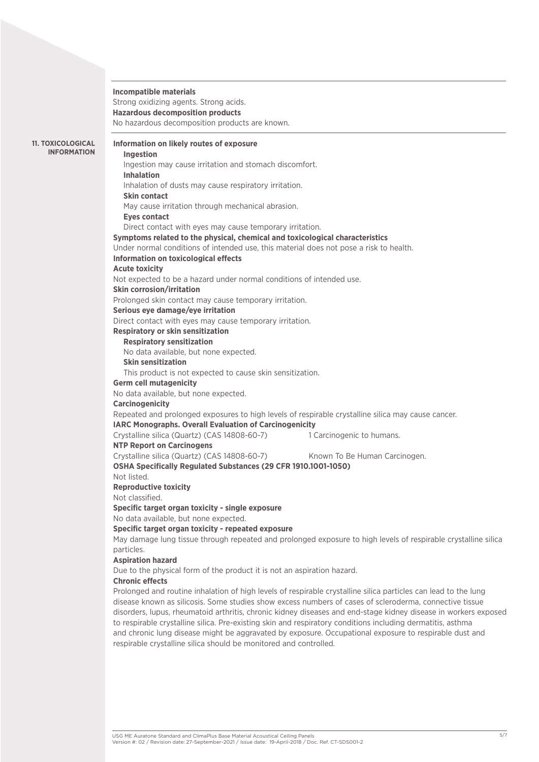**Incompatible materials**

Strong oxidizing agents. Strong acids.

**Hazardous decomposition products**

No hazardous decomposition products are known.

## 11. TOXICOLOGICAL INFORMATION

**Information on likely routes of exposure**

**Ingestion**

Ingestion may cause irritation and stomach discomfort.

**Inhalation**

Inhalation of dusts may cause respiratory irritation.

**Skin contact**

May cause irritation through mechanical abrasion.

**Eyes contact**

Direct contact with eyes may cause temporary irritation.

**Symptoms related to the physical, chemical and toxicological characteristics**

Under normal conditions of intended use, this material does not pose a risk to health.

**Information on toxicological effects**

**Acute toxicity**

Not expected to be a hazard under normal conditions of intended use.

**Skin corrosion/irritation**

Prolonged skin contact may cause temporary irritation.

**Serious eye damage/eye irritation**

Direct contact with eyes may cause temporary irritation.

**Respiratory or skin sensitization**

**Respiratory sensitization**

No data available, but none expected.

**Skin sensitization**

This product is not expected to cause skin sensitization.

**Germ cell mutagenicity**

No data available, but none expected.

**Carcinogenicity**

Repeated and prolonged exposures to high levels of respirable crystalline silica may cause cancer.

**IARC Monographs. Overall Evaluation of Carcinogenicity**

| | |
|---|---|
| Crystalline silica (Quartz) (CAS 14808-60-7) | 1 Carcinogenic to humans. |

**NTP Report on Carcinogens**

| | |
|---|---|
| Crystalline silica (Quartz) (CAS 14808-60-7) | Known To Be Human Carcinogen. |

**OSHA Specifically Regulated Substances (29 CFR 1910.1001-1050)**

Not listed.

**Reproductive toxicity**

Not classified.

**Specific target organ toxicity - single exposure**

No data available, but none expected.

**Specific target organ toxicity - repeated exposure**

May damage lung tissue through repeated and prolonged exposure to high levels of respirable crystalline silica particles.

**Aspiration hazard**

Due to the physical form of the product it is not an aspiration hazard.

**Chronic effects**

Prolonged and routine inhalation of high levels of respirable crystalline silica particles can lead to the lung disease known as silicosis. Some studies show excess numbers of cases of scleroderma, connective tissue disorders, lupus, rheumatoid arthritis, chronic kidney diseases and end-stage kidney disease in workers exposed to respirable crystalline silica. Pre-existing skin and respiratory conditions including dermatitis, asthma and chronic lung disease might be aggravated by exposure. Occupational exposure to respirable dust and respirable crystalline silica should be monitored and controlled.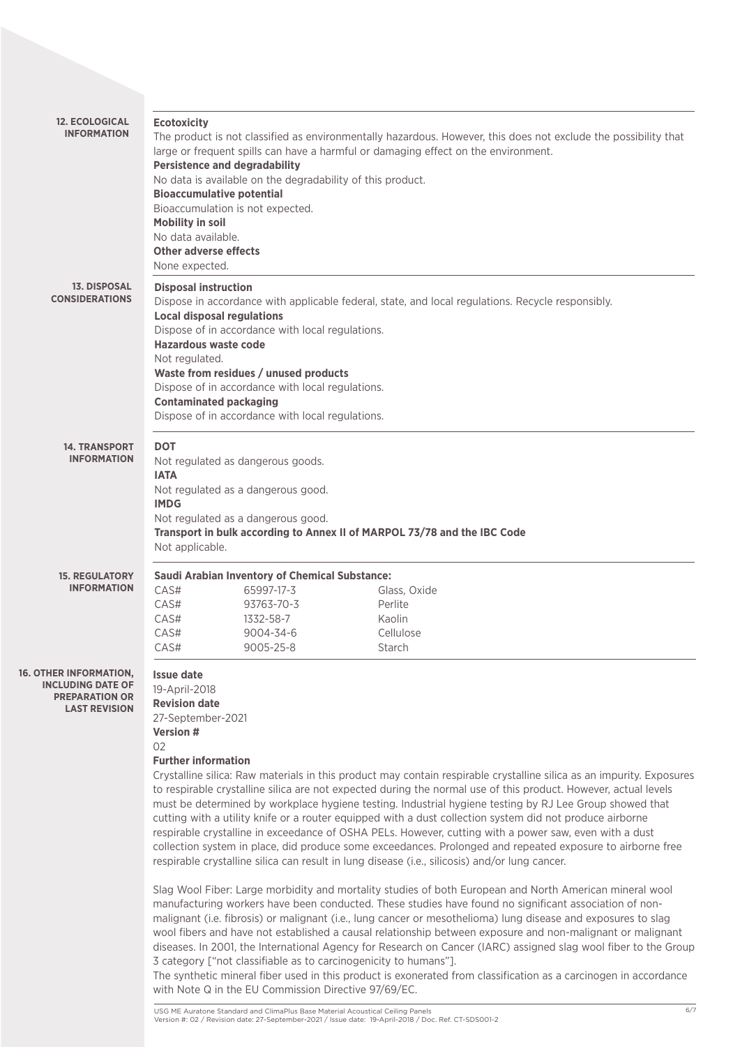## 12. ECOLOGICAL INFORMATION

**Ecotoxicity**
The product is not classified as environmentally hazardous. However, this does not exclude the possibility that large or frequent spills can have a harmful or damaging effect on the environment.
**Persistence and degradability**
No data is available on the degradability of this product.
**Bioaccumulative potential**
Bioaccumulation is not expected.
**Mobility in soil**
No data available.
**Other adverse effects**
None expected.

## 13. DISPOSAL CONSIDERATIONS

**Disposal instruction**
Dispose in accordance with applicable federal, state, and local regulations. Recycle responsibly.
**Local disposal regulations**
Dispose of in accordance with local regulations.
**Hazardous waste code**
Not regulated.
**Waste from residues / unused products**
Dispose of in accordance with local regulations.
**Contaminated packaging**
Dispose of in accordance with local regulations.

## 14. TRANSPORT INFORMATION

**DOT**
Not regulated as dangerous goods.
**IATA**
Not regulated as a dangerous good.
**IMDG**
Not regulated as a dangerous good.
**Transport in bulk according to Annex II of MARPOL 73/78 and the IBC Code**
Not applicable.

## 15. REGULATORY INFORMATION

**Saudi Arabian Inventory of Chemical Substance:**

| | | |
|---|---|---|
| CAS# | 65997-17-3 | Glass, Oxide |
| CAS# | 93763-70-3 | Perlite |
| CAS# | 1332-58-7 | Kaolin |
| CAS# | 9004-34-6 | Cellulose |
| CAS# | 9005-25-8 | Starch |

## 16. OTHER INFORMATION, INCLUDING DATE OF PREPARATION OR LAST REVISION

**Issue date**
19-April-2018
**Revision date**
27-September-2021
**Version #**
02
**Further information**
Crystalline silica: Raw materials in this product may contain respirable crystalline silica as an impurity. Exposures to respirable crystalline silica are not expected during the normal use of this product. However, actual levels must be determined by workplace hygiene testing. Industrial hygiene testing by RJ Lee Group showed that cutting with a utility knife or a router equipped with a dust collection system did not produce airborne respirable crystalline in exceedance of OSHA PELs. However, cutting with a power saw, even with a dust collection system in place, did produce some exceedances. Prolonged and repeated exposure to airborne free respirable crystalline silica can result in lung disease (i.e., silicosis) and/or lung cancer.

Slag Wool Fiber: Large morbidity and mortality studies of both European and North American mineral wool manufacturing workers have been conducted. These studies have found no significant association of non-malignant (i.e. fibrosis) or malignant (i.e., lung cancer or mesothelioma) lung disease and exposures to slag wool fibers and have not established a causal relationship between exposure and non-malignant or malignant diseases. In 2001, the International Agency for Research on Cancer (IARC) assigned slag wool fiber to the Group 3 category ["not classifiable as to carcinogenicity to humans"].
The synthetic mineral fiber used in this product is exonerated from classification as a carcinogen in accordance with Note Q in the EU Commission Directive 97/69/EC.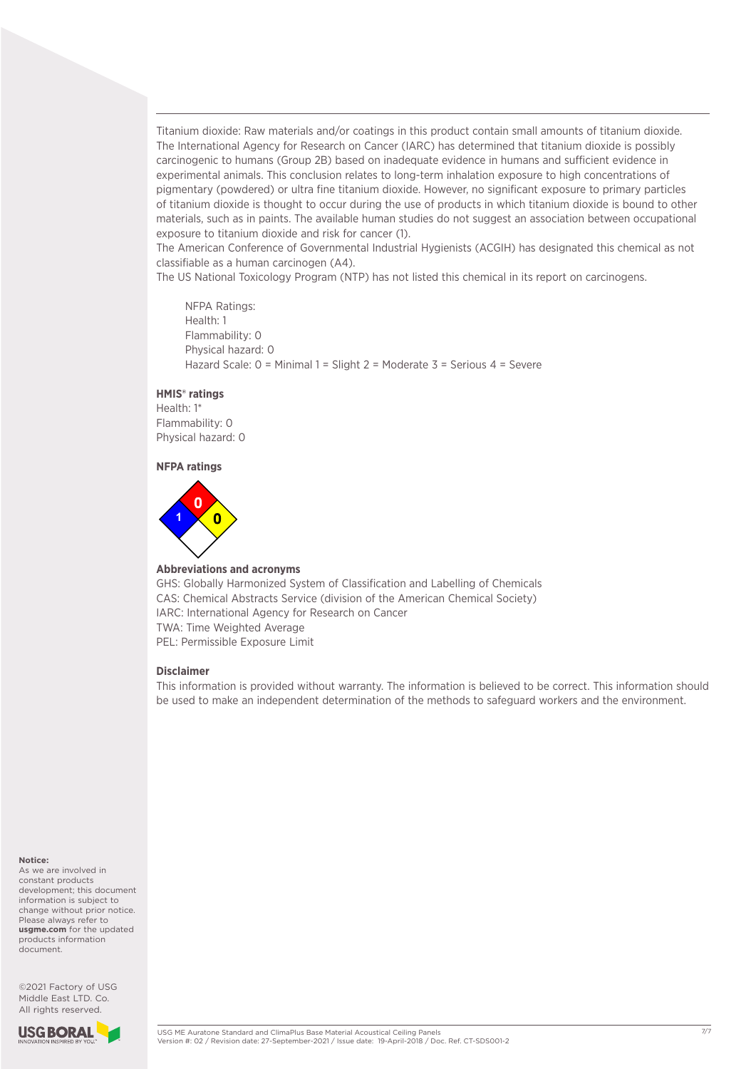Titanium dioxide: Raw materials and/or coatings in this product contain small amounts of titanium dioxide. The International Agency for Research on Cancer (IARC) has determined that titanium dioxide is possibly carcinogenic to humans (Group 2B) based on inadequate evidence in humans and sufficient evidence in experimental animals. This conclusion relates to long-term inhalation exposure to high concentrations of pigmentary (powdered) or ultra fine titanium dioxide. However, no significant exposure to primary particles of titanium dioxide is thought to occur during the use of products in which titanium dioxide is bound to other materials, such as in paints. The available human studies do not suggest an association between occupational exposure to titanium dioxide and risk for cancer (1).

The American Conference of Governmental Industrial Hygienists (ACGIH) has designated this chemical as not classifiable as a human carcinogen (A4).

The US National Toxicology Program (NTP) has not listed this chemical in its report on carcinogens.

NFPA Ratings:
Health: 1
Flammability: 0
Physical hazard: 0
Hazard Scale: 0 = Minimal 1 = Slight 2 = Moderate 3 = Serious 4 = Severe

**HMIS* ratings**

Health: 1*
Flammability: 0
Physical hazard: 0

**NFPA ratings**

0
1
0

**Abbreviations and acronyms**

GHS: Globally Harmonized System of Classification and Labelling of Chemicals
CAS: Chemical Abstracts Service (division of the American Chemical Society)
IARC: International Agency for Research on Cancer
TWA: Time Weighted Average
PEL: Permissible Exposure Limit

**Disclaimer**

This information is provided without warranty. The information is believed to be correct. This information should be used to make an independent determination of the methods to safeguard workers and the environment.

**Notice:**
As we are involved in constant products development; this document information is subject to change without prior notice. Please always refer to **usgme.com** for the updated products information document.

©2021 Factory of USG Middle East LTD. Co. All rights reserved.

USG ME Auratone Standard and ClimaPlus Base Material Acoustical Ceiling Panels
Version #: 02 / Revision date: 27-September-2021 / Issue date: 19-April-2018 / Doc. Ref. CT-SDS001-2